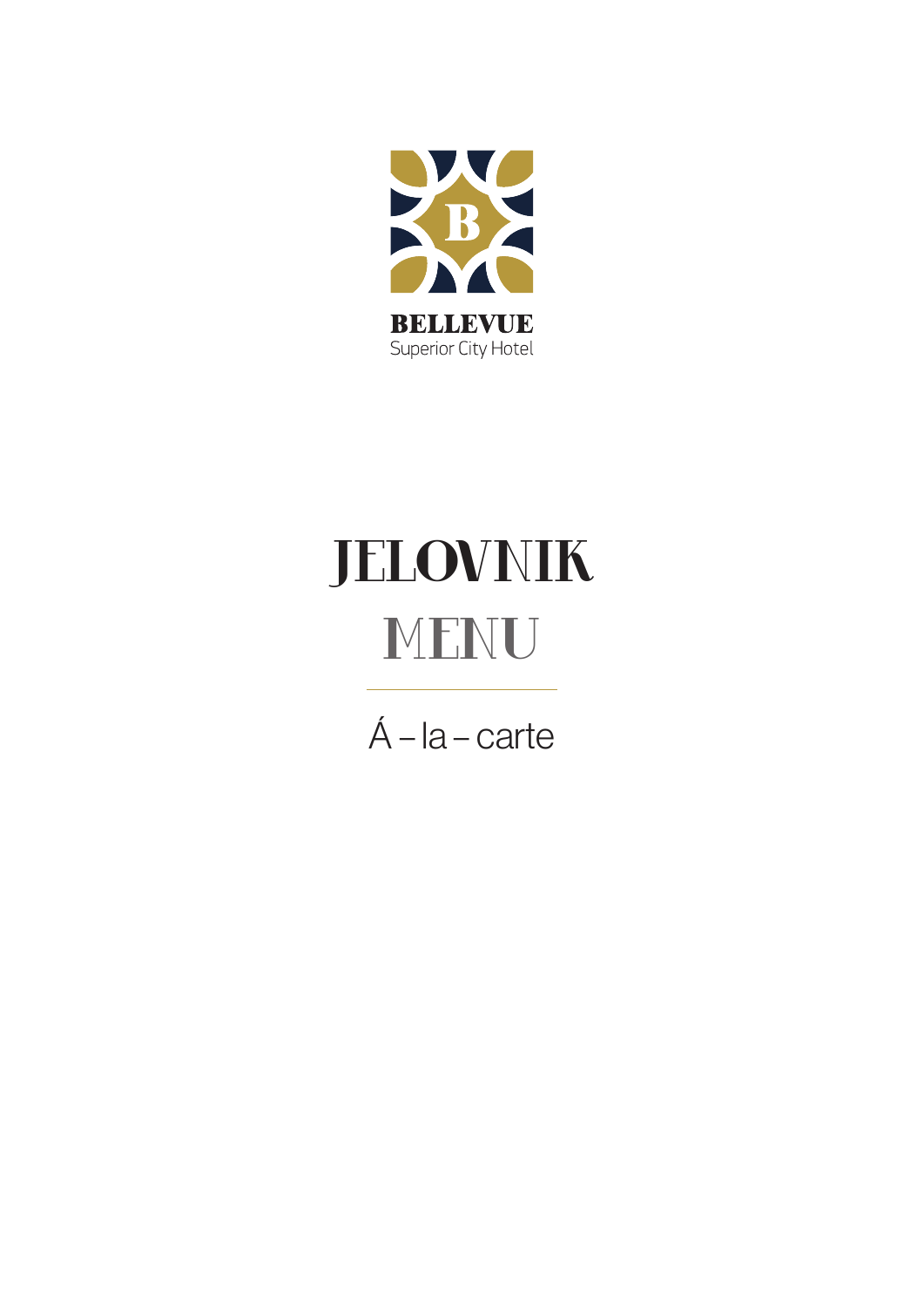**BELLEVUE**
Superior City Hotel

# JELOVNIK

## MENU

Á – la – carte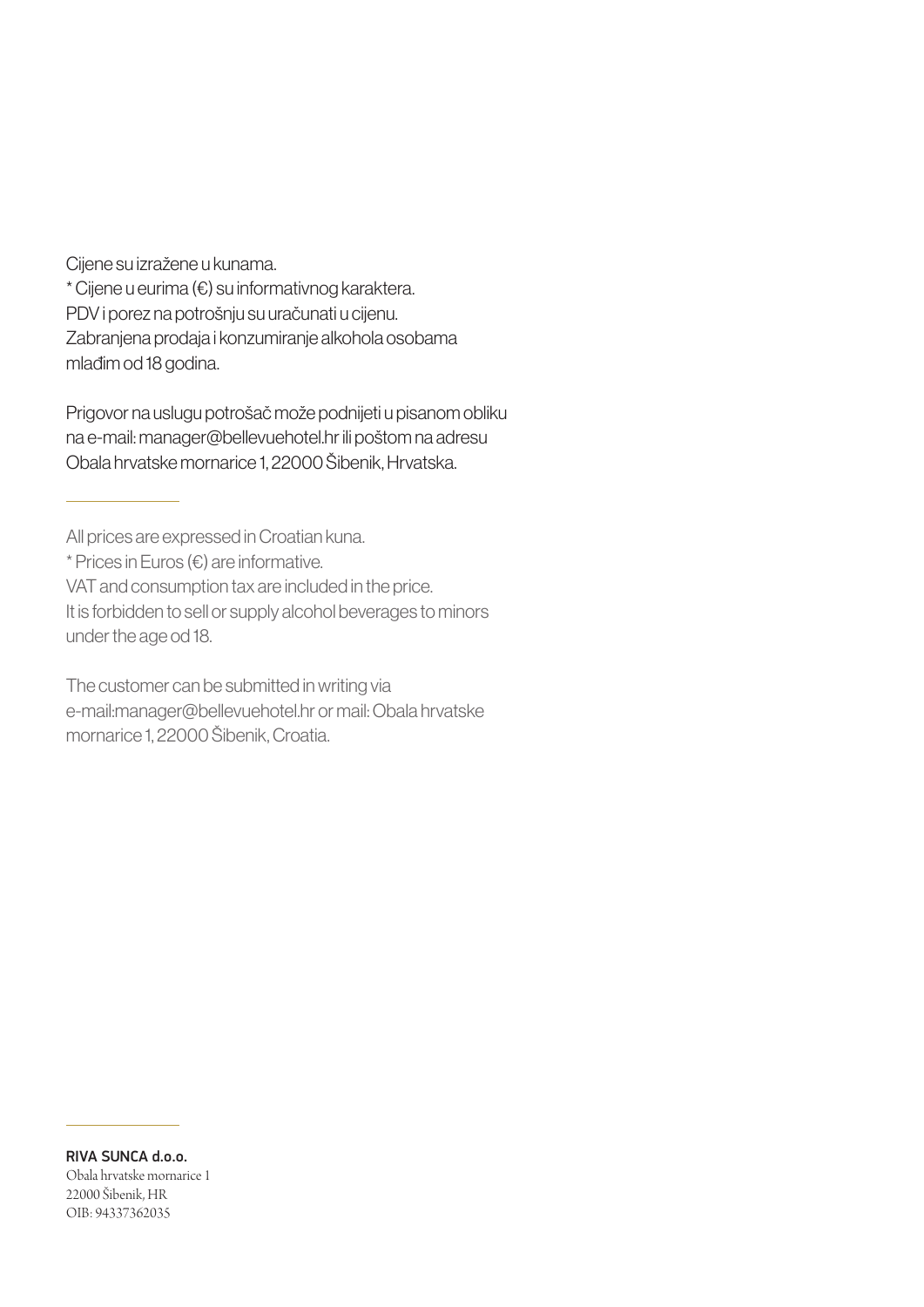Cijene su izražene u kunama.
* Cijene u eurima (€) su informativnog karaktera.
PDV i porez na potrošnju su uračunati u cijenu.
Zabranjena prodaja i konzumiranje alkohola osobama mlađim od 18 godina.

Prigovor na uslugu potrošač može podnijeti u pisanom obliku na e-mail: manager@bellevuehotel.hr ili poštom na adresu Obala hrvatske mornarice 1, 22000 Šibenik, Hrvatska.

---

All prices are expressed in Croatian kuna.
* Prices in Euros (€) are informative.
VAT and consumption tax are included in the price.
It is forbidden to sell or supply alcohol beverages to minors under the age od 18.

The customer can be submitted in writing via e-mail:manager@bellevuehotel.hr or mail: Obala hrvatske mornarice 1, 22000 Šibenik, Croatia.

---

**RIVA SUNCA d.o.o.**
Obala hrvatske mornarice 1
22000 Šibenik, HR
OIB: 94337362035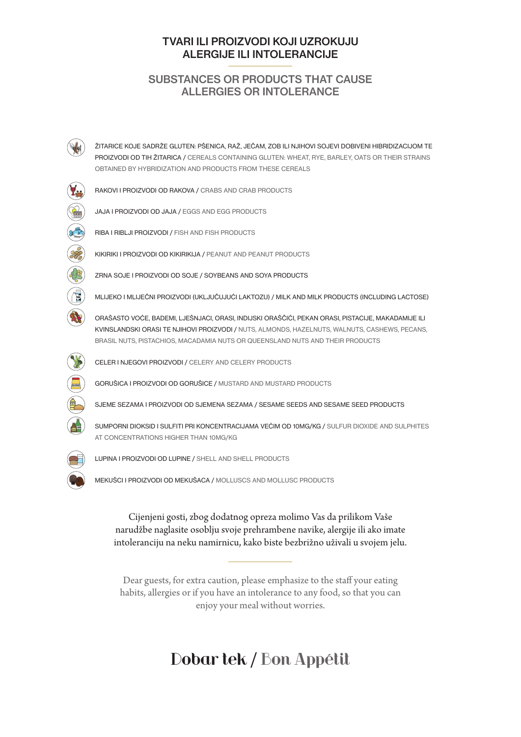## TVARI ILI PROIZVODI KOJI UZROKUJU ALERGIJE ILI INTOLERANCIJE

## SUBSTANCES OR PRODUCTS THAT CAUSE ALLERGIES OR INTOLERANCE

- ŽITARICE KOJE SADRŽE GLUTEN: PŠENICA, RAŽ, JEČAM, ZOB ILI NJIHOVI SOJEVI DOBIVENI HIBRIDIZACIJOM TE PROIZVODI OD TIH ŽITARICA / CEREALS CONTAINING GLUTEN: WHEAT, RYE, BARLEY, OATS OR THEIR STRAINS OBTAINED BY HYBRIDIZATION AND PRODUCTS FROM THESE CEREALS
- RAKOVI I PROIZVODI OD RAKOVA / CRABS AND CRAB PRODUCTS
- JAJA I PROIZVODI OD JAJA / EGGS AND EGG PRODUCTS
- RIBA I RIBLJI PROIZVODI / FISH AND FISH PRODUCTS
- KIKIRIKI I PROIZVODI OD KIKIRIKIJA / PEANUT AND PEANUT PRODUCTS
- ZRNA SOJE I PROIZVODI OD SOJE / SOYBEANS AND SOYA PRODUCTS
- MLIJEKO I MLIJEČNI PROIZVODI (UKLJUČUJUĆI LAKTOZU) / MILK AND MILK PRODUCTS (INCLUDING LACTOSE)
- ORAŠASTO VOĆE, BADEMI, LJEŠNJACI, ORASI, INDIJSKI ORAŠČIĆI, PEKAN ORASI, PISTACIJE, MAKADAMIJE ILI KVINSLANDSKI ORASI TE NJIHOVI PROIZVODI / NUTS, ALMONDS, HAZELNUTS, WALNUTS, CASHEWS, PECANS, BRASIL NUTS, PISTACHIOS, MACADAMIA NUTS OR QUEENSLAND NUTS AND THEIR PRODUCTS
- CELER I NJEGOVI PROIZVODI / CELERY AND CELERY PRODUCTS
- GORUŠICA I PROIZVODI OD GORUŠICE / MUSTARD AND MUSTARD PRODUCTS
- SJEME SEZAMA I PROIZVODI OD SJEMENA SEZAMA / SESAME SEEDS AND SESAME SEED PRODUCTS
- SUMPORNI DIOKSID I SULFITI PRI KONCENTRACIJAMA VEĆIM OD 10MG/KG / SULFUR DIOXIDE AND SULPHITES AT CONCENTRATIONS HIGHER THAN 10MG/KG
- LUPINA I PROIZVODI OD LUPINE / SHELL AND SHELL PRODUCTS
- MEKUŠCI I PROIZVODI OD MEKUŠACA / MOLLUSCS AND MOLLUSC PRODUCTS

Cijenjeni gosti, zbog dodatnog opreza molimo Vas da prilikom Vaše narudžbe naglasite osoblju svoje prehrambene navike, alergije ili ako imate intoleranciju na neku namirnicu, kako biste bezbrižno uživali u svojem jelu.

Dear guests, for extra caution, please emphasize to the staff your eating habits, allergies or if you have an intolerance to any food, so that you can enjoy your meal without worries.

# Dobar tek / Bon Appétit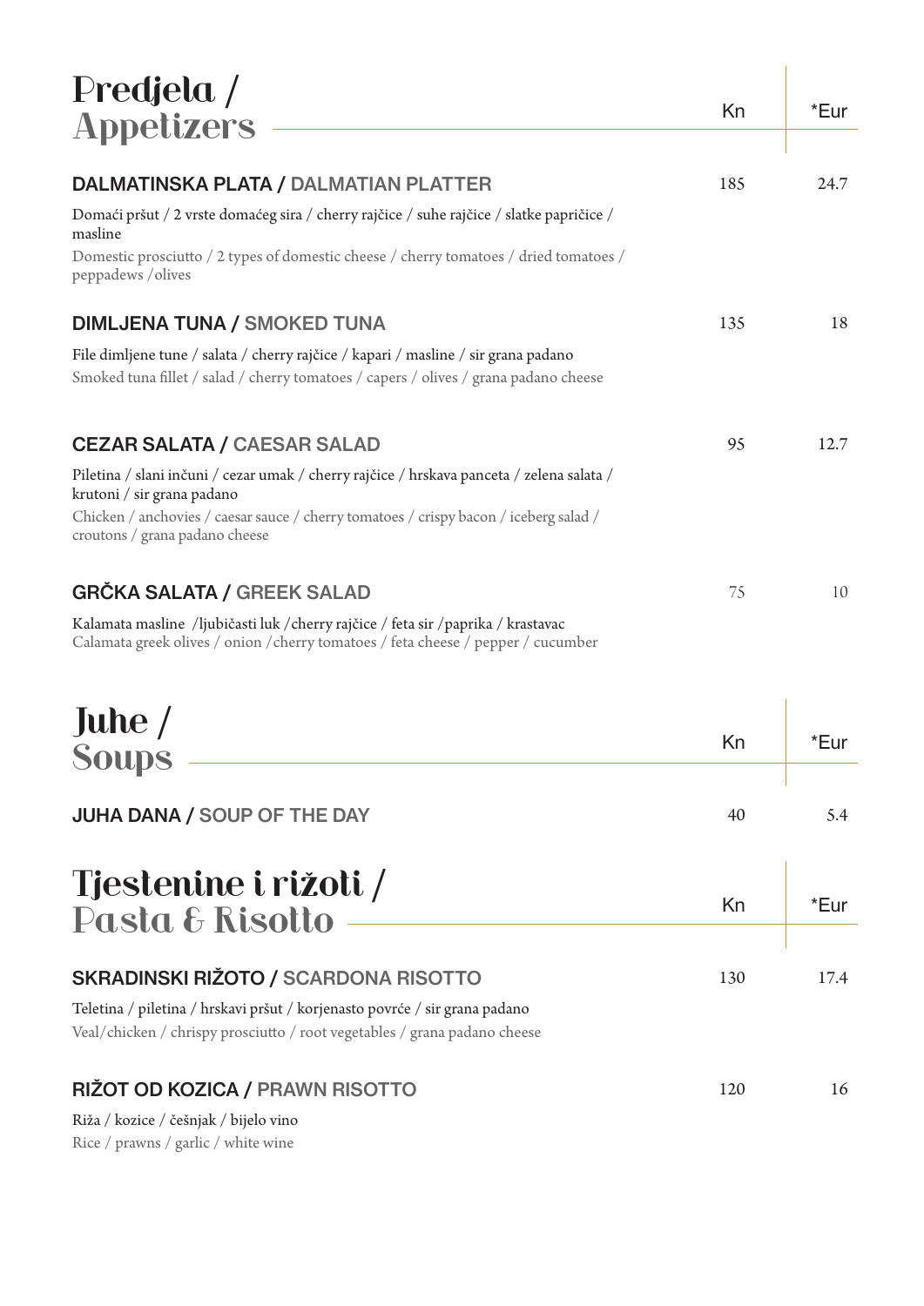## Predjela / Appetizers

| | Kn | *Eur |
|---|---|---|
| **DALMATINSKA PLATA / DALMATIAN PLATTER** | 185 | 24.7 |

Domaći pršut / 2 vrste domaćeg sira / cherry rajčice / suhe rajčice / slatke papričice / masline

Domestic prosciutto / 2 types of domestic cheese / cherry tomatoes / dried tomatoes / peppadews /olives

| | Kn | *Eur |
|---|---|---|
| **DIMLJENA TUNA / SMOKED TUNA** | 135 | 18 |

File dimljene tune / salata / cherry rajčice / kapari / masline / sir grana padano

Smoked tuna fillet / salad / cherry tomatoes / capers / olives / grana padano cheese

| | Kn | *Eur |
|---|---|---|
| **CEZAR SALATA / CAESAR SALAD** | 95 | 12.7 |

Piletina / slani inčuni / cezar umak / cherry rajčice / hrskava panceta / zelena salata / krutoni / sir grana padano

Chicken / anchovies / caesar sauce / cherry tomatoes / crispy bacon / iceberg salad / croutons / grana padano cheese

| | Kn | *Eur |
|---|---|---|
| **GRČKA SALATA / GREEK SALAD** | 75 | 10 |

Kalamata masline /ljubičasti luk /cherry rajčice / feta sir /paprika / krastavac

Calamata greek olives / onion /cherry tomatoes / feta cheese / pepper / cucumber

## Juhe / Soups

| | Kn | *Eur |
|---|---|---|
| **JUHA DANA / SOUP OF THE DAY** | 40 | 5.4 |

## Tjestenine i rižoti / Pasta & Risotto

| | Kn | *Eur |
|---|---|---|
| **SKRADINSKI RIŽOTO / SCARDONA RISOTTO** | 130 | 17.4 |

Teletina / piletina / hrskavi pršut / korjenasto povrće / sir grana padano

Veal/chicken / chrispy prosciutto / root vegetables / grana padano cheese

| | Kn | *Eur |
|---|---|---|
| **RIŽOT OD KOZICA / PRAWN RISOTTO** | 120 | 16 |

Riža / kozice / češnjak / bijelo vino

Rice / prawns / garlic / white wine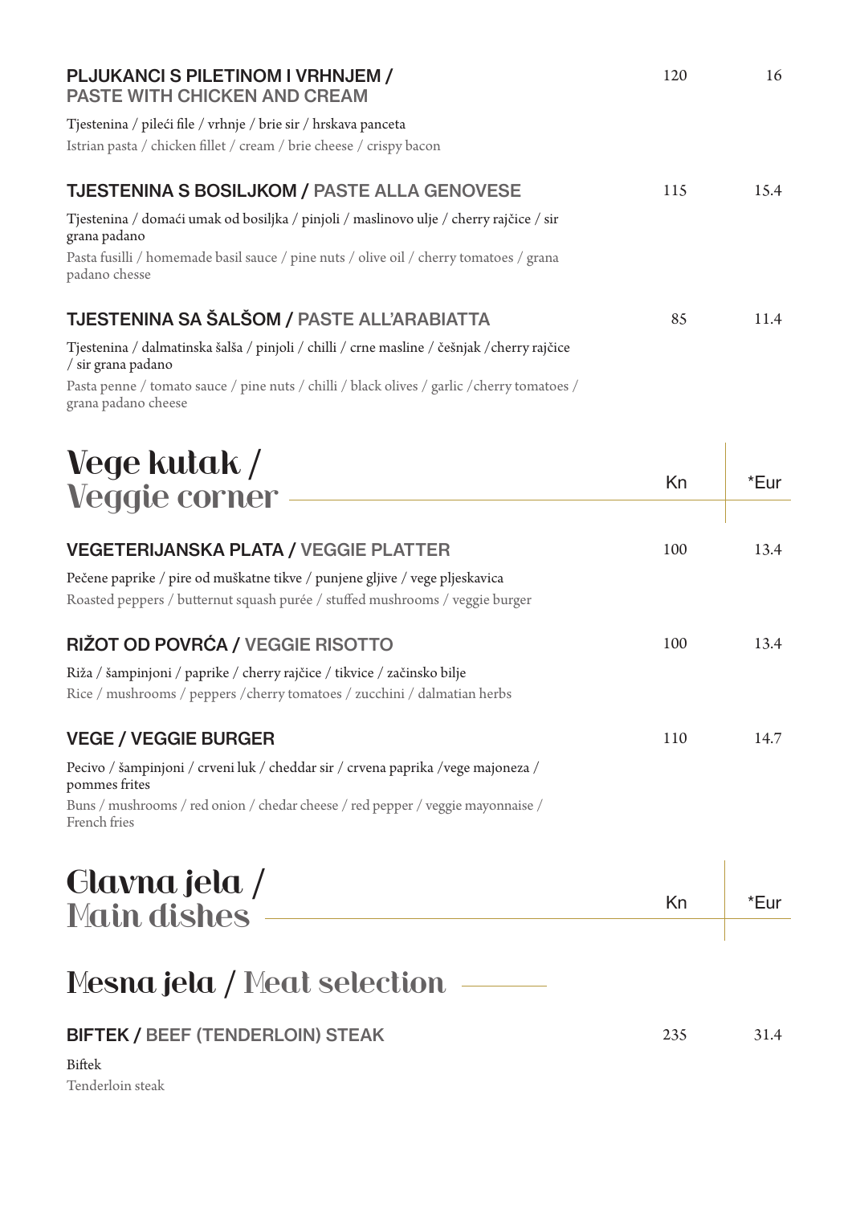### PLJUKANCI S PILETINOM I VRHNJEM / PASTE WITH CHICKEN AND CREAM — 120 | 16

Tjestenina / pileći file / vrhnje / brie sir / hrskava panceta

Istrian pasta / chicken fillet / cream / brie cheese / crispy bacon

### TJESTENINA S BOSILJKOM / PASTE ALLA GENOVESE — 115 | 15.4

Tjestenina / domaći umak od bosiljka / pinjoli / maslinovo ulje / cherry rajčice / sir grana padano

Pasta fusilli / homemade basil sauce / pine nuts / olive oil / cherry tomatoes / grana padano chesse

### TJESTENINA SA ŠALŠOM / PASTE ALL'ARABIATTA — 85 | 11.4

Tjestenina / dalmatinska šalša / pinjoli / chilli / crne masline / češnjak /cherry rajčice / sir grana padano

Pasta penne / tomato sauce / pine nuts / chilli / black olives / garlic /cherry tomatoes / grana padano cheese

## Vege kutak / Veggie corner

| | Kn | *Eur |
|---|---|---|
| **VEGETERIJANSKA PLATA / VEGGIE PLATTER** | 100 | 13.4 |
| **RIŽOT OD POVRĆA / VEGGIE RISOTTO** | 100 | 13.4 |
| **VEGE / VEGGIE BURGER** | 110 | 14.7 |

### VEGETERIJANSKA PLATA / VEGGIE PLATTER — 100 | 13.4

Pečene paprike / pire od muškatne tikve / punjene gljive / vege pljeskavica

Roasted peppers / butternut squash purée / stuffed mushrooms / veggie burger

### RIŽOT OD POVRĆA / VEGGIE RISOTTO — 100 | 13.4

Riža / šampinjoni / paprike / cherry rajčice / tikvice / začinsko bilje

Rice / mushrooms / peppers /cherry tomatoes / zucchini / dalmatian herbs

### VEGE / VEGGIE BURGER — 110 | 14.7

Pecivo / šampinjoni / crveni luk / cheddar sir / crvena paprika /vege majoneza / pommes frites

Buns / mushrooms / red onion / chedar cheese / red pepper / veggie mayonnaise / French fries

## Glavna jela / Main dishes

Kn | *Eur

## Mesna jela / Meat selection

### BIFTEK / BEEF (TENDERLOIN) STEAK — 235 | 31.4

Biftek

Tenderloin steak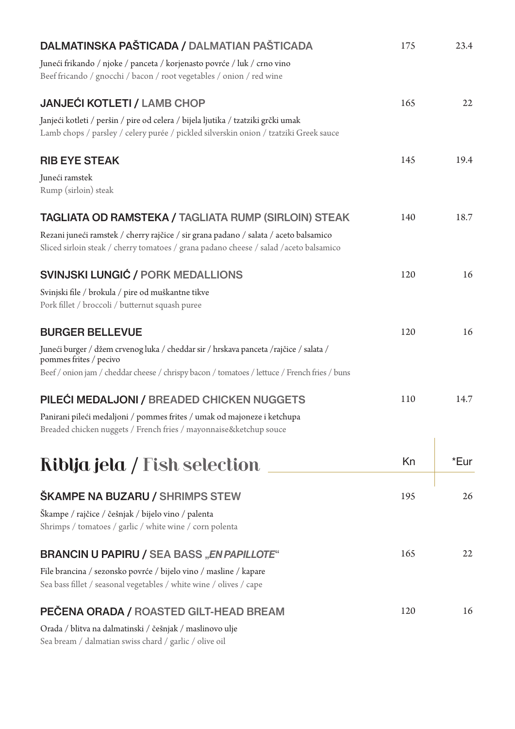### DALMATINSKA PAŠTICADA / DALMATIAN PAŠTICADA — 175 | 23.4

Juneći frikando / njoke / panceta / korjenasto povrće / luk / crno vino
Beef fricando / gnocchi / bacon / root vegetables / onion / red wine

### JANJEĆI KOTLETI / LAMB CHOP — 165 | 22

Janjeći kotleti / peršin / pire od celera / bijela ljutika / tzatziki grčki umak
Lamb chops / parsley / celery purée / pickled silverskin onion / tzatziki Greek sauce

### RIB EYE STEAK — 145 | 19.4

Juneći ramstek
Rump (sirloin) steak

### TAGLIATA OD RAMSTEKA / TAGLIATA RUMP (SIRLOIN) STEAK — 140 | 18.7

Rezani juneći ramstek / cherry rajčice / sir grana padano / salata / aceto balsamico
Sliced sirloin steak / cherry tomatoes / grana padano cheese / salad /aceto balsamico

### SVINJSKI LUNGIĆ / PORK MEDALLIONS — 120 | 16

Svinjski file / brokula / pire od muškantne tikve
Pork fillet / broccoli / butternut squash puree

### BURGER BELLEVUE — 120 | 16

Juneći burger / džem crvenog luka / cheddar sir / hrskava panceta /rajčice / salata / pommes frites / pecivo
Beef / onion jam / cheddar cheese / chrispy bacon / tomatoes / lettuce / French fries / buns

### PILEĆI MEDALJONI / BREADED CHICKEN NUGGETS — 110 | 14.7

Panirani pileći medaljoni / pommes frites / umak od majoneze i ketchupa
Breaded chicken nuggets / French fries / mayonnaise&ketchup souce

## Riblja jela / Fish selection — Kn | *Eur

### ŠKAMPE NA BUZARU / SHRIMPS STEW — 195 | 26

Škampe / rajčice / češnjak / bijelo vino / palenta
Shrimps / tomatoes / garlic / white wine / corn polenta

### BRANCIN U PAPIRU / SEA BASS „*EN PAPILLOTE*“ — 165 | 22

File brancina / sezonsko povrće / bijelo vino / masline / kapare
Sea bass fillet / seasonal vegetables / white wine / olives / cape

### PEČENA ORADA / ROASTED GILT-HEAD BREAM — 120 | 16

Orada / blitva na dalmatinski / češnjak / maslinovo ulje
Sea bream / dalmatian swiss chard / garlic / olive oil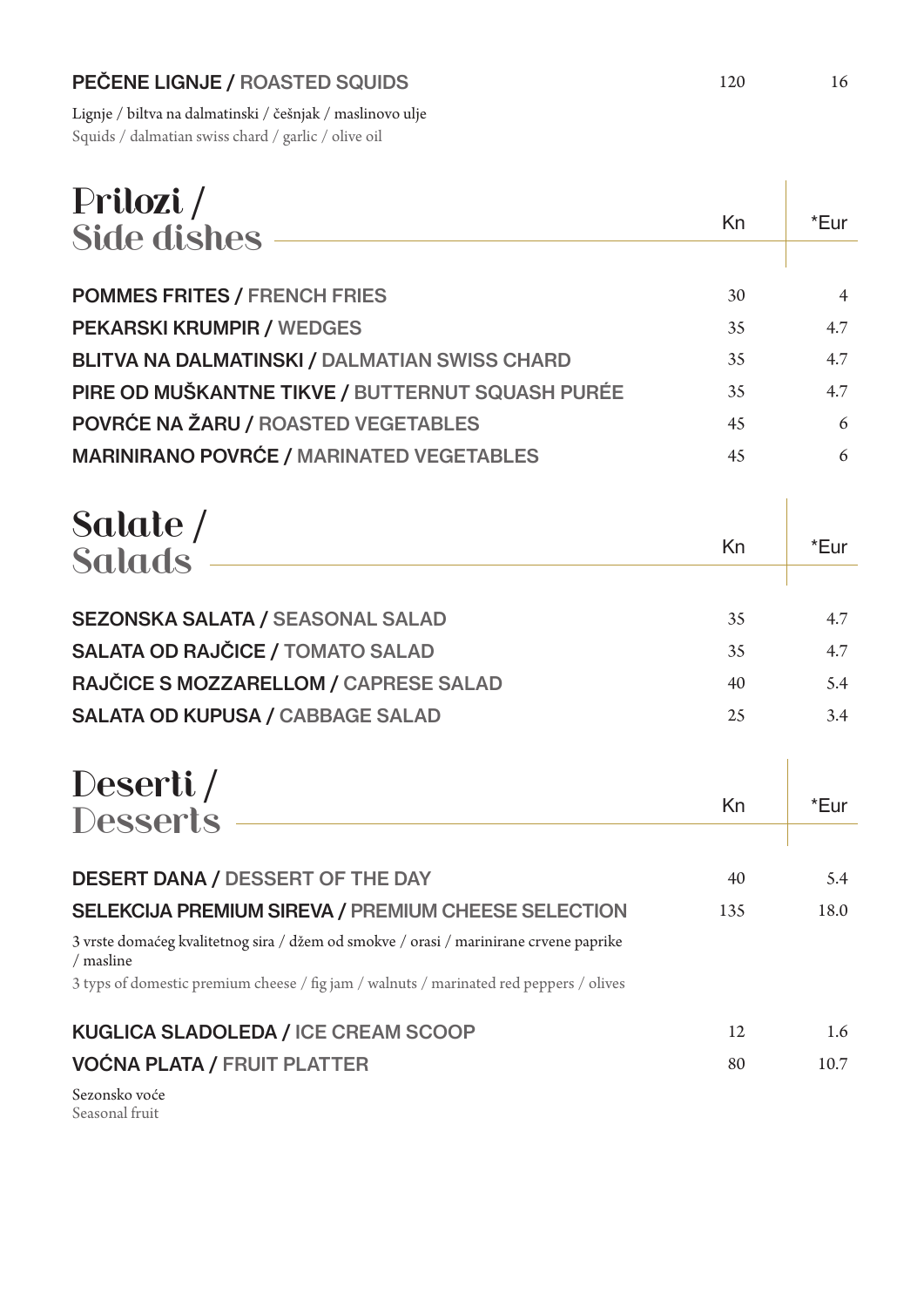| | Kn | *Eur |
|---|---|---|
| **PEČENE LIGNJE / ROASTED SQUIDS** | 120 | 16 |

Lignje / biltva na dalmatinski / češnjak / maslinovo ulje
Squids / dalmatian swiss chard / garlic / olive oil

## Prilozi / Side dishes

| | Kn | *Eur |
|---|---|---|
| **POMMES FRITES / FRENCH FRIES** | 30 | 4 |
| **PEKARSKI KRUMPIR / WEDGES** | 35 | 4.7 |
| **BLITVA NA DALMATINSKI / DALMATIAN SWISS CHARD** | 35 | 4.7 |
| **PIRE OD MUŠKANTNE TIKVE / BUTTERNUT SQUASH PURÉE** | 35 | 4.7 |
| **POVRĆE NA ŽARU / ROASTED VEGETABLES** | 45 | 6 |
| **MARINIRANO POVRĆE / MARINATED VEGETABLES** | 45 | 6 |

## Salate / Salads

| | Kn | *Eur |
|---|---|---|
| **SEZONSKA SALATA / SEASONAL SALAD** | 35 | 4.7 |
| **SALATA OD RAJČICE / TOMATO SALAD** | 35 | 4.7 |
| **RAJČICE S MOZZARELLOM / CAPRESE SALAD** | 40 | 5.4 |
| **SALATA OD KUPUSA / CABBAGE SALAD** | 25 | 3.4 |

## Deserti / Desserts

| | Kn | *Eur |
|---|---|---|
| **DESERT DANA / DESSERT OF THE DAY** | 40 | 5.4 |
| **SELEKCIJA PREMIUM SIREVA / PREMIUM CHEESE SELECTION** | 135 | 18.0 |

3 vrste domaćeg kvalitetnog sira / džem od smokve / orasi / marinirane crvene paprike / masline
3 typs of domestic premium cheese / fig jam / walnuts / marinated red peppers / olives

| | Kn | *Eur |
|---|---|---|
| **KUGLICA SLADOLEDA / ICE CREAM SCOOP** | 12 | 1.6 |
| **VOĆNA PLATA / FRUIT PLATTER** | 80 | 10.7 |

Sezonsko voće
Seasonal fruit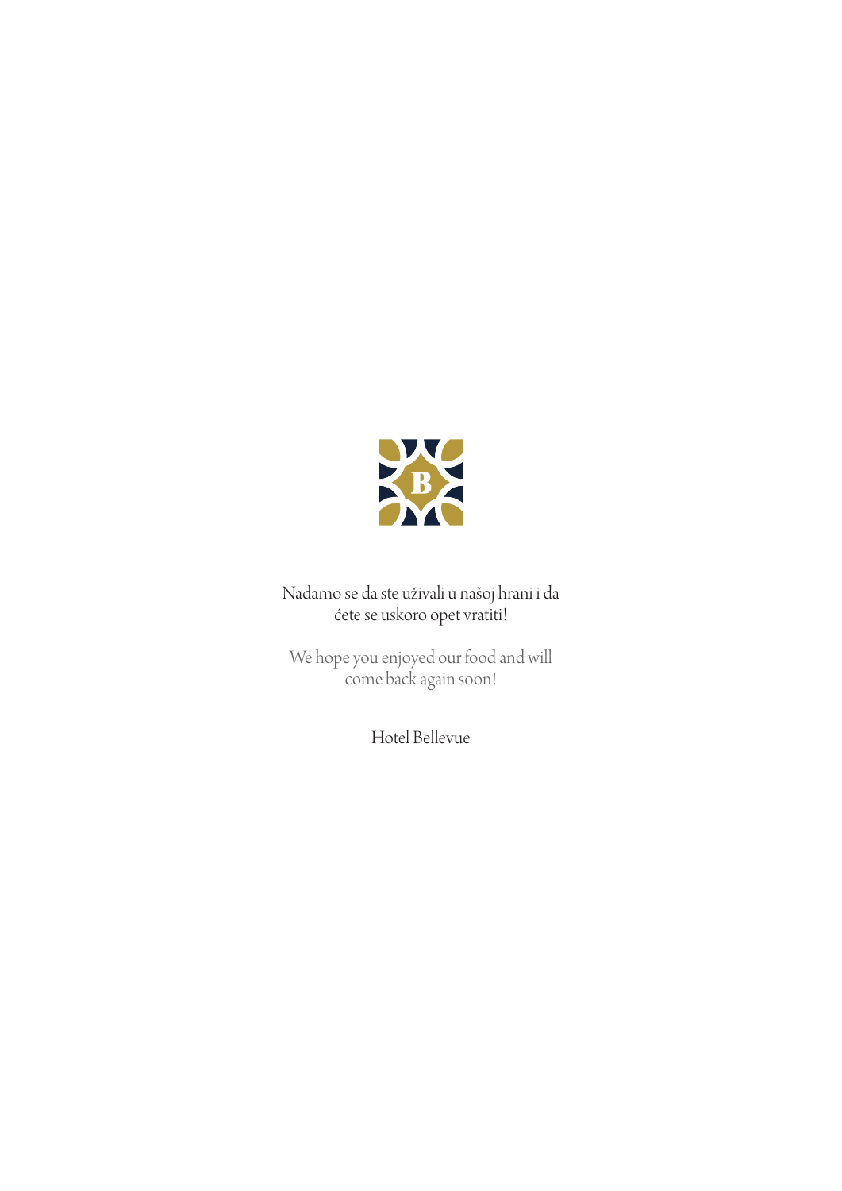Nadamo se da ste uživali u našoj hrani i da ćete se uskoro opet vratiti!

---

We hope you enjoyed our food and will come back again soon!

Hotel Bellevue